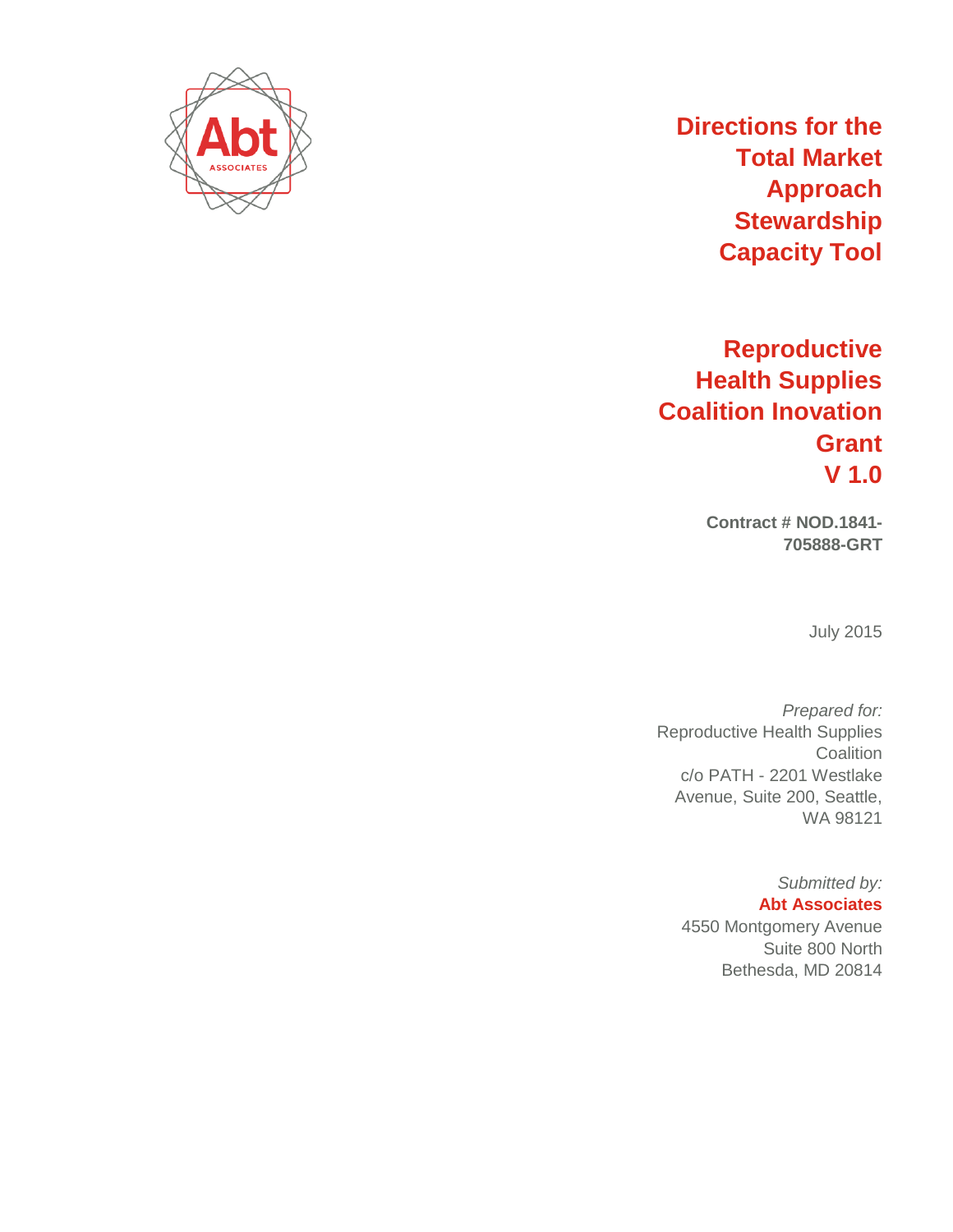# Directions for the Total Market Approach Stewardship Capacity Tool

## Reproductive Health Supplies Coalition Inovation Grant V 1.0

**Contract # NOD.1841-705888-GRT**

July 2015

*Prepared for:*
Reproductive Health Supplies Coalition
c/o PATH - 2201 Westlake Avenue, Suite 200, Seattle, WA 98121

*Submitted by:*
**Abt Associates**
4550 Montgomery Avenue
Suite 800 North
Bethesda, MD 20814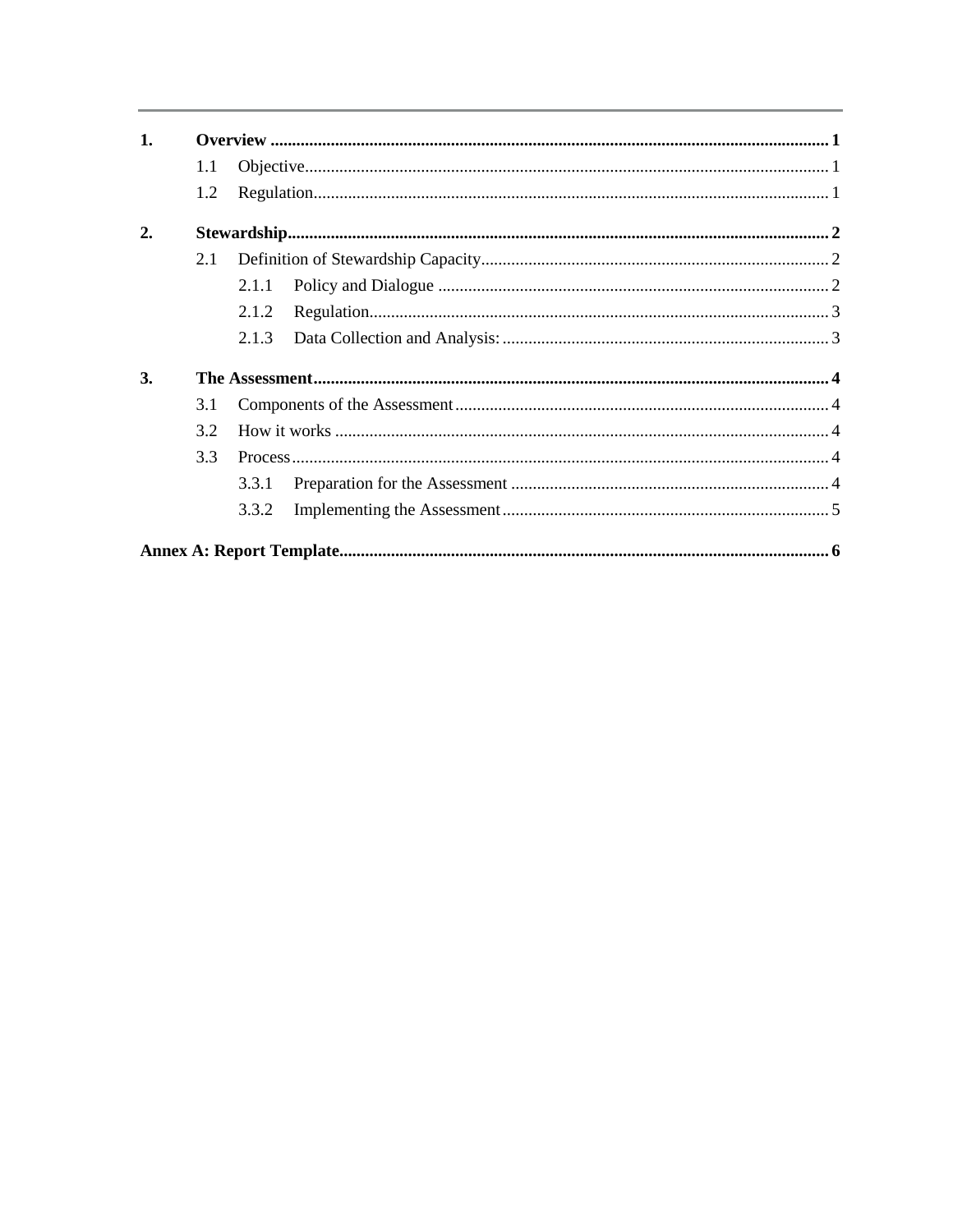**1. Overview** ........................................................................................................................ **1**

- 1.1 Objective........................................................................................................................ 1
- 1.2 Regulation...................................................................................................................... 1

**2. Stewardship**........................................................................................................................ **2**

- 2.1 Definition of Stewardship Capacity................................................................................ 2
  - 2.1.1 Policy and Dialogue .................................................................................................. 2
  - 2.1.2 Regulation.................................................................................................................. 3
  - 2.1.3 Data Collection and Analysis: ................................................................................... 3

**3. The Assessment**..................................................................................................................... **4**

- 3.1 Components of the Assessment...................................................................................... 4
- 3.2 How it works .................................................................................................................. 4
- 3.3 Process............................................................................................................................ 4
  - 3.3.1 Preparation for the Assessment ................................................................................. 4
  - 3.3.2 Implementing the Assessment................................................................................... 5

**Annex A: Report Template**..................................................................................................... **6**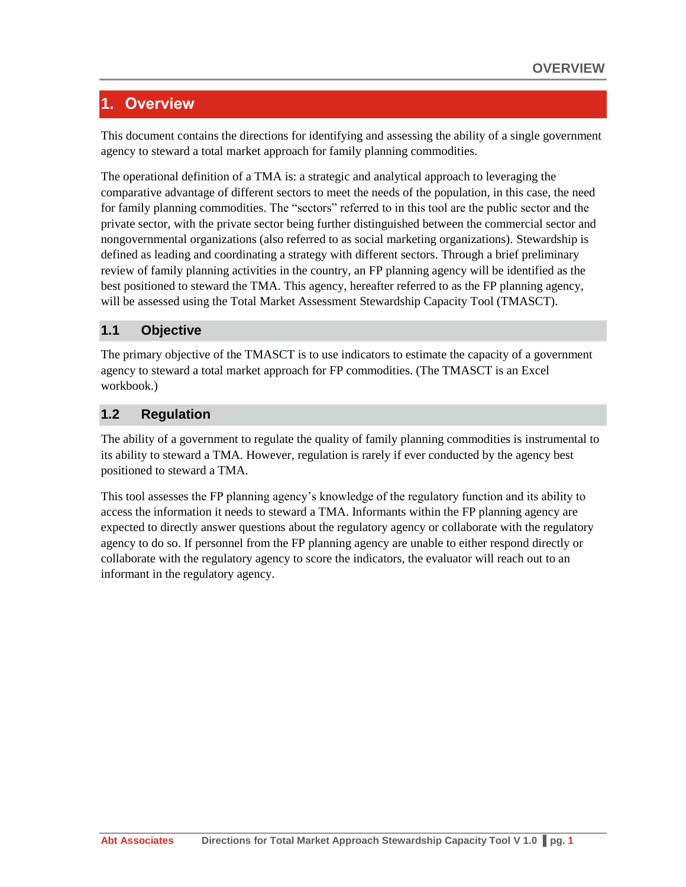# 1. Overview

This document contains the directions for identifying and assessing the ability of a single government agency to steward a total market approach for family planning commodities.

The operational definition of a TMA is: a strategic and analytical approach to leveraging the comparative advantage of different sectors to meet the needs of the population, in this case, the need for family planning commodities. The "sectors" referred to in this tool are the public sector and the private sector, with the private sector being further distinguished between the commercial sector and nongovernmental organizations (also referred to as social marketing organizations). Stewardship is defined as leading and coordinating a strategy with different sectors. Through a brief preliminary review of family planning activities in the country, an FP planning agency will be identified as the best positioned to steward the TMA. This agency, hereafter referred to as the FP planning agency, will be assessed using the Total Market Assessment Stewardship Capacity Tool (TMASCT).

## 1.1 Objective

The primary objective of the TMASCT is to use indicators to estimate the capacity of a government agency to steward a total market approach for FP commodities. (The TMASCT is an Excel workbook.)

## 1.2 Regulation

The ability of a government to regulate the quality of family planning commodities is instrumental to its ability to steward a TMA. However, regulation is rarely if ever conducted by the agency best positioned to steward a TMA.

This tool assesses the FP planning agency's knowledge of the regulatory function and its ability to access the information it needs to steward a TMA. Informants within the FP planning agency are expected to directly answer questions about the regulatory agency or collaborate with the regulatory agency to do so. If personnel from the FP planning agency are unable to either respond directly or collaborate with the regulatory agency to score the indicators, the evaluator will reach out to an informant in the regulatory agency.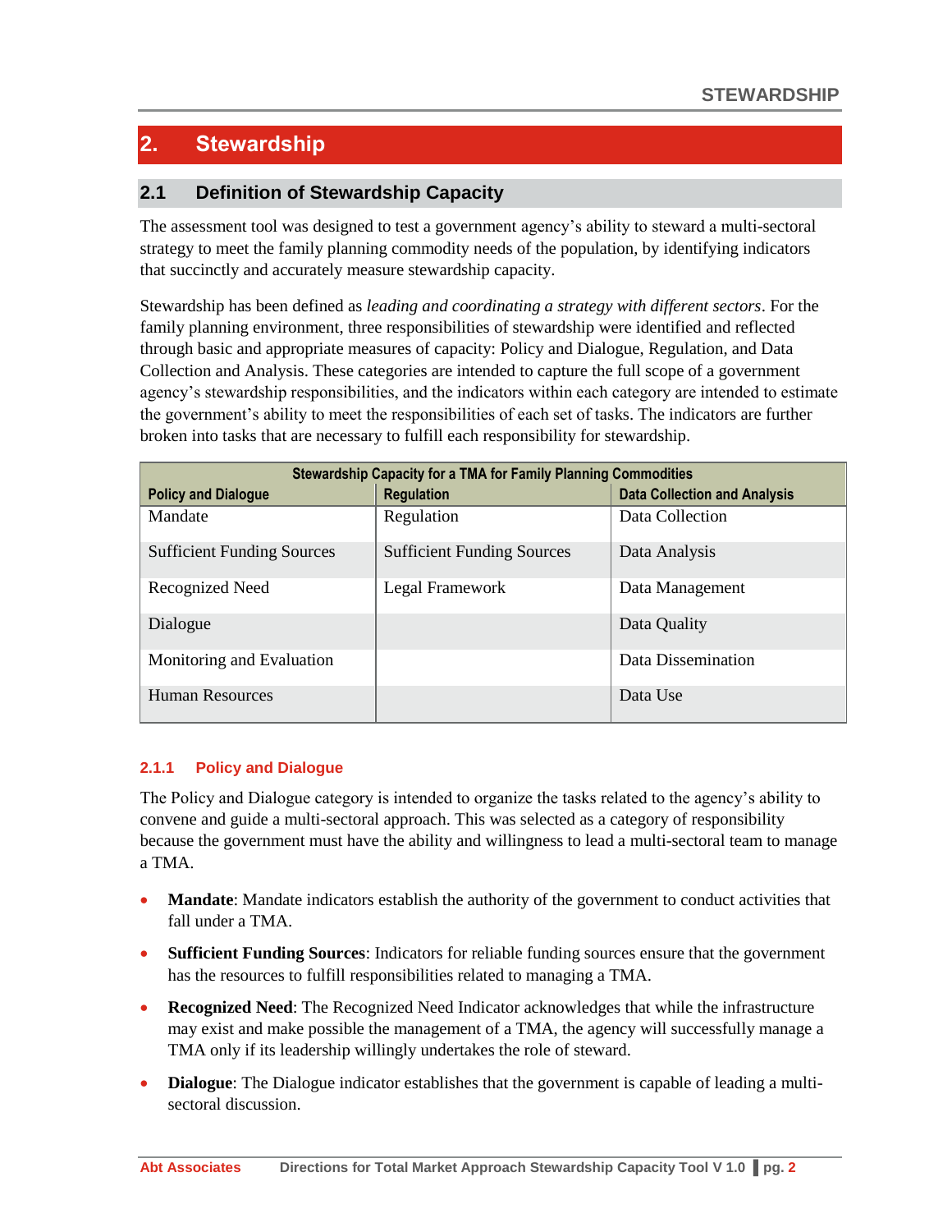## 2. Stewardship

### 2.1 Definition of Stewardship Capacity

The assessment tool was designed to test a government agency's ability to steward a multi-sectoral strategy to meet the family planning commodity needs of the population, by identifying indicators that succinctly and accurately measure stewardship capacity.

Stewardship has been defined as *leading and coordinating a strategy with different sectors*. For the family planning environment, three responsibilities of stewardship were identified and reflected through basic and appropriate measures of capacity: Policy and Dialogue, Regulation, and Data Collection and Analysis. These categories are intended to capture the full scope of a government agency's stewardship responsibilities, and the indicators within each category are intended to estimate the government's ability to meet the responsibilities of each set of tasks. The indicators are further broken into tasks that are necessary to fulfill each responsibility for stewardship.

| Stewardship Capacity for a TMA for Family Planning Commodities | | |
|---|---|---|
| **Policy and Dialogue** | **Regulation** | **Data Collection and Analysis** |
| Mandate | Regulation | Data Collection |
| Sufficient Funding Sources | Sufficient Funding Sources | Data Analysis |
| Recognized Need | Legal Framework | Data Management |
| Dialogue | | Data Quality |
| Monitoring and Evaluation | | Data Dissemination |
| Human Resources | | Data Use |

#### 2.1.1 Policy and Dialogue

The Policy and Dialogue category is intended to organize the tasks related to the agency's ability to convene and guide a multi-sectoral approach. This was selected as a category of responsibility because the government must have the ability and willingness to lead a multi-sectoral team to manage a TMA.

- **Mandate**: Mandate indicators establish the authority of the government to conduct activities that fall under a TMA.
- **Sufficient Funding Sources**: Indicators for reliable funding sources ensure that the government has the resources to fulfill responsibilities related to managing a TMA.
- **Recognized Need**: The Recognized Need Indicator acknowledges that while the infrastructure may exist and make possible the management of a TMA, the agency will successfully manage a TMA only if its leadership willingly undertakes the role of steward.
- **Dialogue**: The Dialogue indicator establishes that the government is capable of leading a multi-sectoral discussion.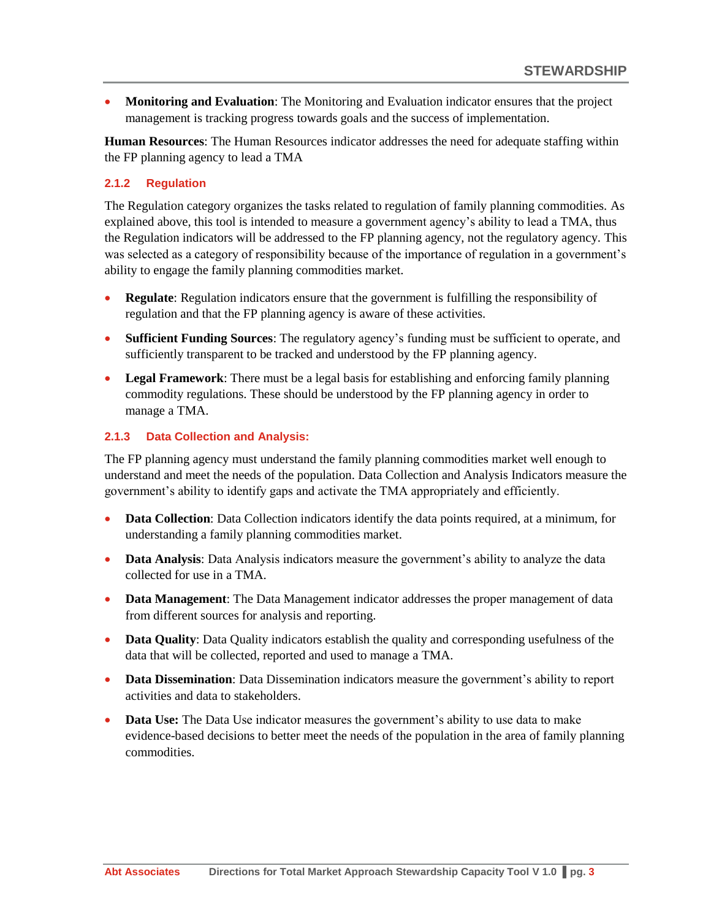- **Monitoring and Evaluation**: The Monitoring and Evaluation indicator ensures that the project management is tracking progress towards goals and the success of implementation.

**Human Resources**: The Human Resources indicator addresses the need for adequate staffing within the FP planning agency to lead a TMA

### 2.1.2 Regulation

The Regulation category organizes the tasks related to regulation of family planning commodities. As explained above, this tool is intended to measure a government agency's ability to lead a TMA, thus the Regulation indicators will be addressed to the FP planning agency, not the regulatory agency. This was selected as a category of responsibility because of the importance of regulation in a government's ability to engage the family planning commodities market.

- **Regulate**: Regulation indicators ensure that the government is fulfilling the responsibility of regulation and that the FP planning agency is aware of these activities.
- **Sufficient Funding Sources**: The regulatory agency's funding must be sufficient to operate, and sufficiently transparent to be tracked and understood by the FP planning agency.
- **Legal Framework**: There must be a legal basis for establishing and enforcing family planning commodity regulations. These should be understood by the FP planning agency in order to manage a TMA.

### 2.1.3 Data Collection and Analysis:

The FP planning agency must understand the family planning commodities market well enough to understand and meet the needs of the population. Data Collection and Analysis Indicators measure the government's ability to identify gaps and activate the TMA appropriately and efficiently.

- **Data Collection**: Data Collection indicators identify the data points required, at a minimum, for understanding a family planning commodities market.
- **Data Analysis**: Data Analysis indicators measure the government's ability to analyze the data collected for use in a TMA.
- **Data Management**: The Data Management indicator addresses the proper management of data from different sources for analysis and reporting.
- **Data Quality**: Data Quality indicators establish the quality and corresponding usefulness of the data that will be collected, reported and used to manage a TMA.
- **Data Dissemination**: Data Dissemination indicators measure the government's ability to report activities and data to stakeholders.
- **Data Use:** The Data Use indicator measures the government's ability to use data to make evidence-based decisions to better meet the needs of the population in the area of family planning commodities.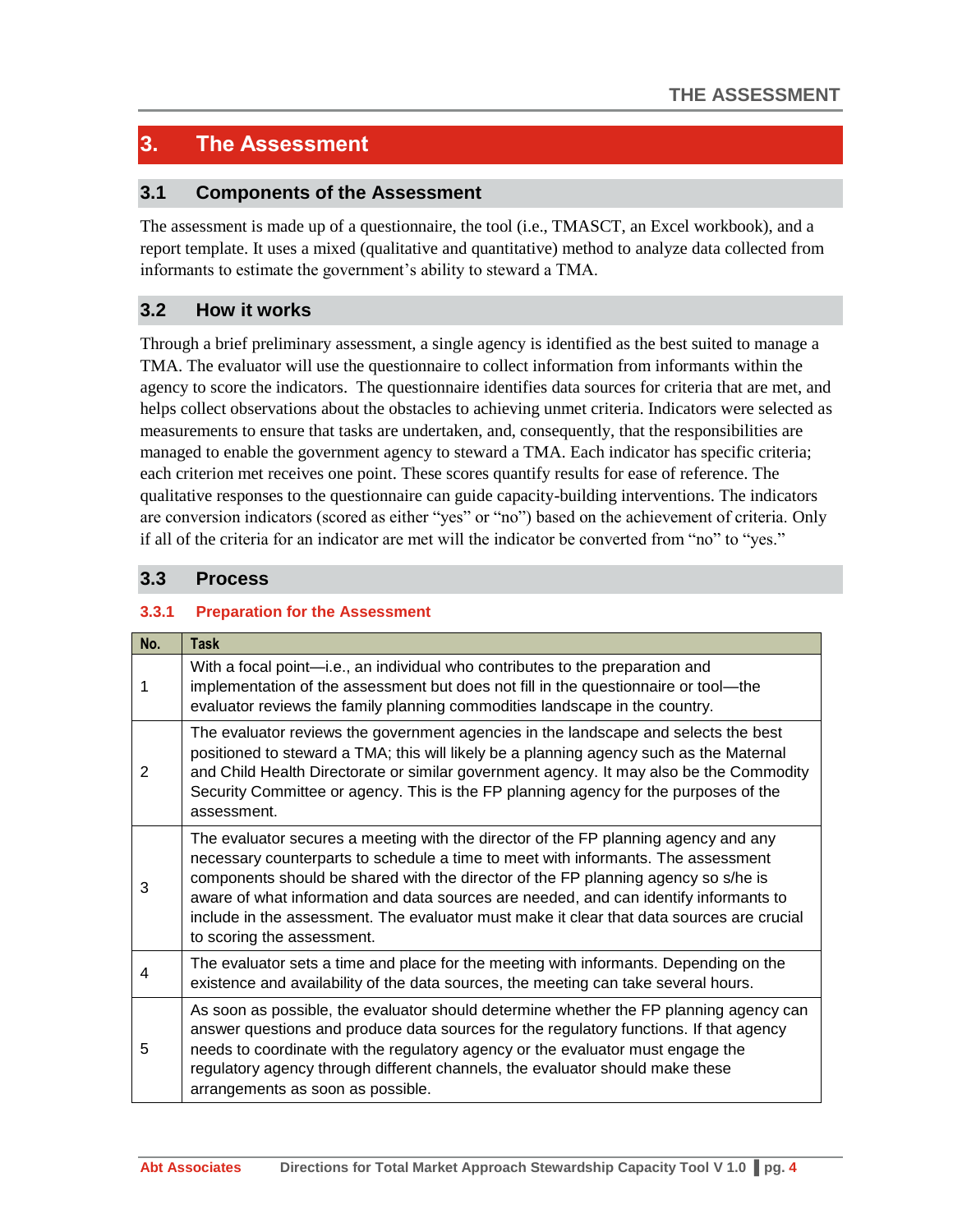# 3. The Assessment

## 3.1 Components of the Assessment

The assessment is made up of a questionnaire, the tool (i.e., TMASCT, an Excel workbook), and a report template. It uses a mixed (qualitative and quantitative) method to analyze data collected from informants to estimate the government's ability to steward a TMA.

## 3.2 How it works

Through a brief preliminary assessment, a single agency is identified as the best suited to manage a TMA. The evaluator will use the questionnaire to collect information from informants within the agency to score the indicators. The questionnaire identifies data sources for criteria that are met, and helps collect observations about the obstacles to achieving unmet criteria. Indicators were selected as measurements to ensure that tasks are undertaken, and, consequently, that the responsibilities are managed to enable the government agency to steward a TMA. Each indicator has specific criteria; each criterion met receives one point. These scores quantify results for ease of reference. The qualitative responses to the questionnaire can guide capacity-building interventions. The indicators are conversion indicators (scored as either "yes" or "no") based on the achievement of criteria. Only if all of the criteria for an indicator are met will the indicator be converted from "no" to "yes."

## 3.3 Process

### 3.3.1 Preparation for the Assessment

| No. | Task |
|---|---|
| 1 | With a focal point—i.e., an individual who contributes to the preparation and implementation of the assessment but does not fill in the questionnaire or tool—the evaluator reviews the family planning commodities landscape in the country. |
| 2 | The evaluator reviews the government agencies in the landscape and selects the best positioned to steward a TMA; this will likely be a planning agency such as the Maternal and Child Health Directorate or similar government agency. It may also be the Commodity Security Committee or agency. This is the FP planning agency for the purposes of the assessment. |
| 3 | The evaluator secures a meeting with the director of the FP planning agency and any necessary counterparts to schedule a time to meet with informants. The assessment components should be shared with the director of the FP planning agency so s/he is aware of what information and data sources are needed, and can identify informants to include in the assessment. The evaluator must make it clear that data sources are crucial to scoring the assessment. |
| 4 | The evaluator sets a time and place for the meeting with informants. Depending on the existence and availability of the data sources, the meeting can take several hours. |
| 5 | As soon as possible, the evaluator should determine whether the FP planning agency can answer questions and produce data sources for the regulatory functions. If that agency needs to coordinate with the regulatory agency or the evaluator must engage the regulatory agency through different channels, the evaluator should make these arrangements as soon as possible. |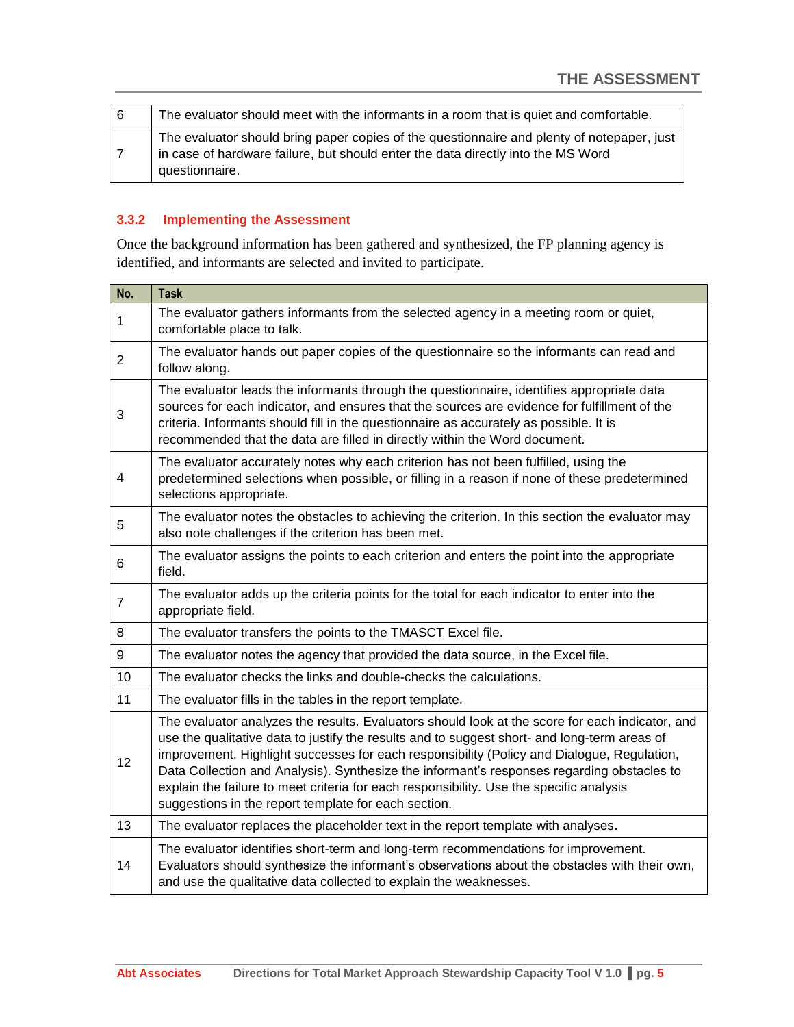| | |
|---|---|
| 6 | The evaluator should meet with the informants in a room that is quiet and comfortable. |
| 7 | The evaluator should bring paper copies of the questionnaire and plenty of notepaper, just in case of hardware failure, but should enter the data directly into the MS Word questionnaire. |

### 3.3.2 Implementing the Assessment

Once the background information has been gathered and synthesized, the FP planning agency is identified, and informants are selected and invited to participate.

| No. | Task |
|---|---|
| 1 | The evaluator gathers informants from the selected agency in a meeting room or quiet, comfortable place to talk. |
| 2 | The evaluator hands out paper copies of the questionnaire so the informants can read and follow along. |
| 3 | The evaluator leads the informants through the questionnaire, identifies appropriate data sources for each indicator, and ensures that the sources are evidence for fulfillment of the criteria. Informants should fill in the questionnaire as accurately as possible. It is recommended that the data are filled in directly within the Word document. |
| 4 | The evaluator accurately notes why each criterion has not been fulfilled, using the predetermined selections when possible, or filling in a reason if none of these predetermined selections appropriate. |
| 5 | The evaluator notes the obstacles to achieving the criterion. In this section the evaluator may also note challenges if the criterion has been met. |
| 6 | The evaluator assigns the points to each criterion and enters the point into the appropriate field. |
| 7 | The evaluator adds up the criteria points for the total for each indicator to enter into the appropriate field. |
| 8 | The evaluator transfers the points to the TMASCT Excel file. |
| 9 | The evaluator notes the agency that provided the data source, in the Excel file. |
| 10 | The evaluator checks the links and double-checks the calculations. |
| 11 | The evaluator fills in the tables in the report template. |
| 12 | The evaluator analyzes the results. Evaluators should look at the score for each indicator, and use the qualitative data to justify the results and to suggest short- and long-term areas of improvement. Highlight successes for each responsibility (Policy and Dialogue, Regulation, Data Collection and Analysis). Synthesize the informant's responses regarding obstacles to explain the failure to meet criteria for each responsibility. Use the specific analysis suggestions in the report template for each section. |
| 13 | The evaluator replaces the placeholder text in the report template with analyses. |
| 14 | The evaluator identifies short-term and long-term recommendations for improvement. Evaluators should synthesize the informant's observations about the obstacles with their own, and use the qualitative data collected to explain the weaknesses. |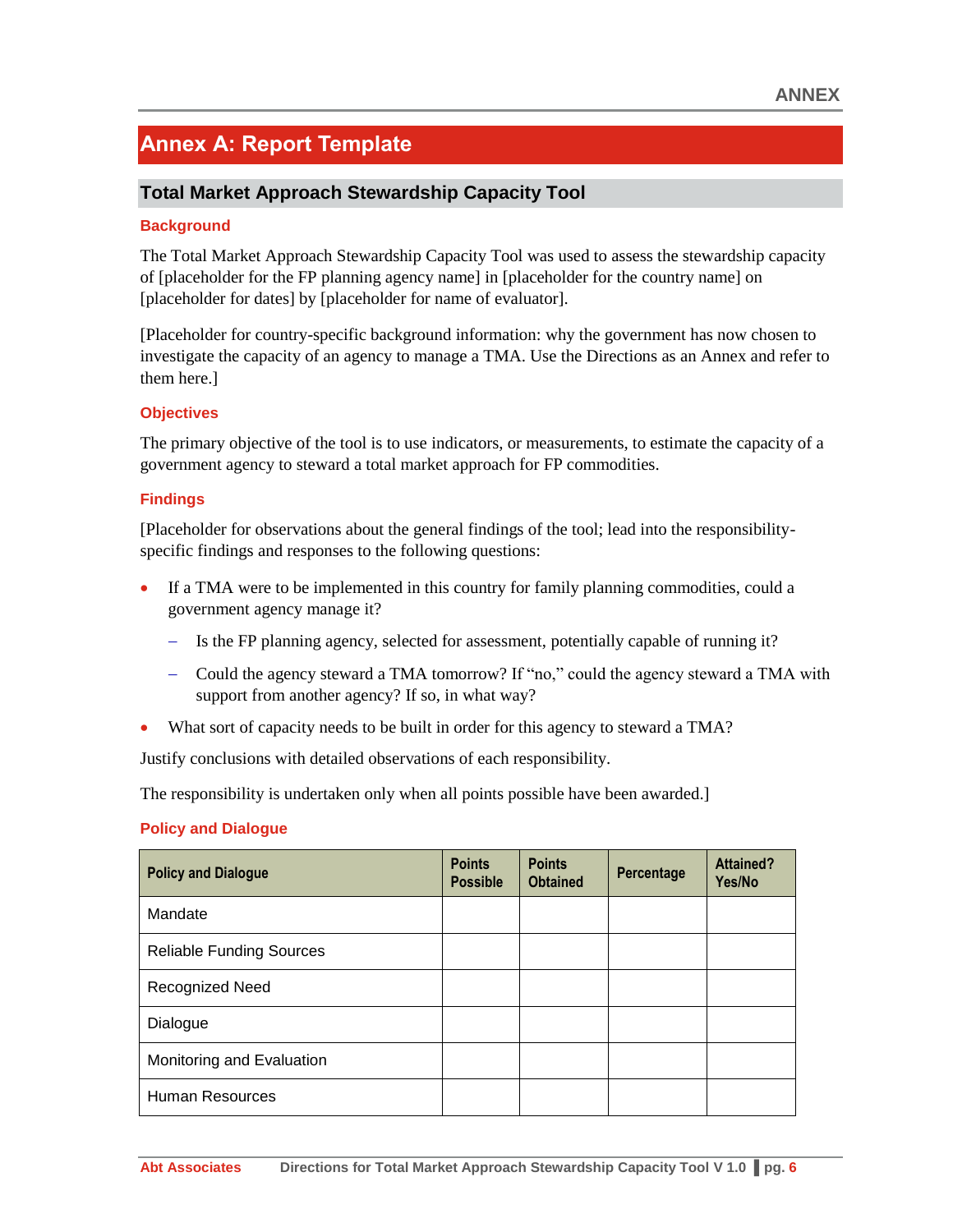# Annex A: Report Template

## Total Market Approach Stewardship Capacity Tool

### Background

The Total Market Approach Stewardship Capacity Tool was used to assess the stewardship capacity of [placeholder for the FP planning agency name] in [placeholder for the country name] on [placeholder for dates] by [placeholder for name of evaluator].

[Placeholder for country-specific background information: why the government has now chosen to investigate the capacity of an agency to manage a TMA. Use the Directions as an Annex and refer to them here.]

### Objectives

The primary objective of the tool is to use indicators, or measurements, to estimate the capacity of a government agency to steward a total market approach for FP commodities.

### Findings

[Placeholder for observations about the general findings of the tool; lead into the responsibility-specific findings and responses to the following questions:

- If a TMA were to be implemented in this country for family planning commodities, could a government agency manage it?
  - Is the FP planning agency, selected for assessment, potentially capable of running it?
  - Could the agency steward a TMA tomorrow? If "no," could the agency steward a TMA with support from another agency? If so, in what way?
- What sort of capacity needs to be built in order for this agency to steward a TMA?

Justify conclusions with detailed observations of each responsibility.

The responsibility is undertaken only when all points possible have been awarded.]

### Policy and Dialogue

| Policy and Dialogue | Points Possible | Points Obtained | Percentage | Attained? Yes/No |
|---|---|---|---|---|
| Mandate | | | | |
| Reliable Funding Sources | | | | |
| Recognized Need | | | | |
| Dialogue | | | | |
| Monitoring and Evaluation | | | | |
| Human Resources | | | | |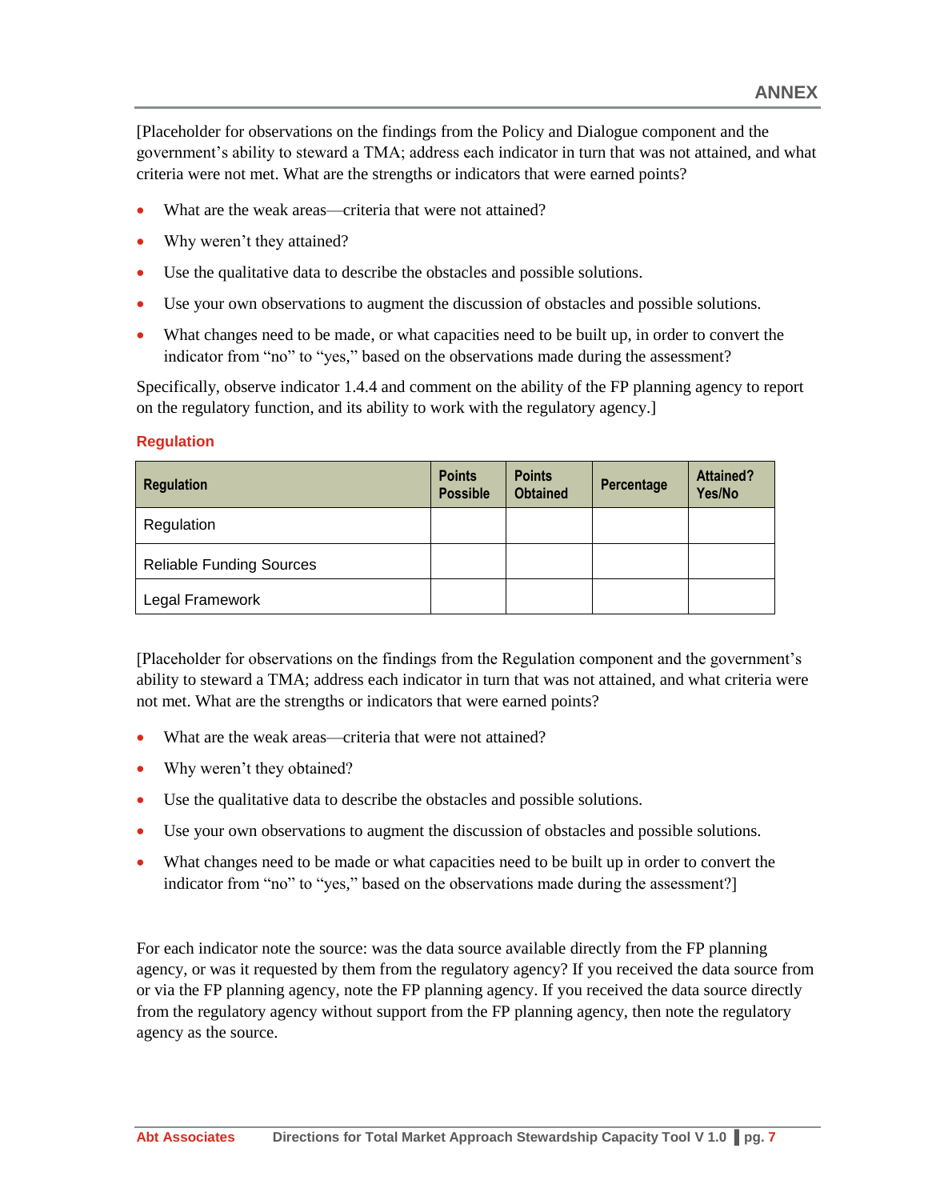[Placeholder for observations on the findings from the Policy and Dialogue component and the government's ability to steward a TMA; address each indicator in turn that was not attained, and what criteria were not met. What are the strengths or indicators that were earned points?

- What are the weak areas—criteria that were not attained?
- Why weren't they attained?
- Use the qualitative data to describe the obstacles and possible solutions.
- Use your own observations to augment the discussion of obstacles and possible solutions.
- What changes need to be made, or what capacities need to be built up, in order to convert the indicator from "no" to "yes," based on the observations made during the assessment?

Specifically, observe indicator 1.4.4 and comment on the ability of the FP planning agency to report on the regulatory function, and its ability to work with the regulatory agency.]

### Regulation

| Regulation | Points Possible | Points Obtained | Percentage | Attained? Yes/No |
|---|---|---|---|---|
| Regulation | | | | |
| Reliable Funding Sources | | | | |
| Legal Framework | | | | |

[Placeholder for observations on the findings from the Regulation component and the government's ability to steward a TMA; address each indicator in turn that was not attained, and what criteria were not met. What are the strengths or indicators that were earned points?

- What are the weak areas—criteria that were not attained?
- Why weren't they obtained?
- Use the qualitative data to describe the obstacles and possible solutions.
- Use your own observations to augment the discussion of obstacles and possible solutions.
- What changes need to be made or what capacities need to be built up in order to convert the indicator from "no" to "yes," based on the observations made during the assessment?]

For each indicator note the source: was the data source available directly from the FP planning agency, or was it requested by them from the regulatory agency? If you received the data source from or via the FP planning agency, note the FP planning agency. If you received the data source directly from the regulatory agency without support from the FP planning agency, then note the regulatory agency as the source.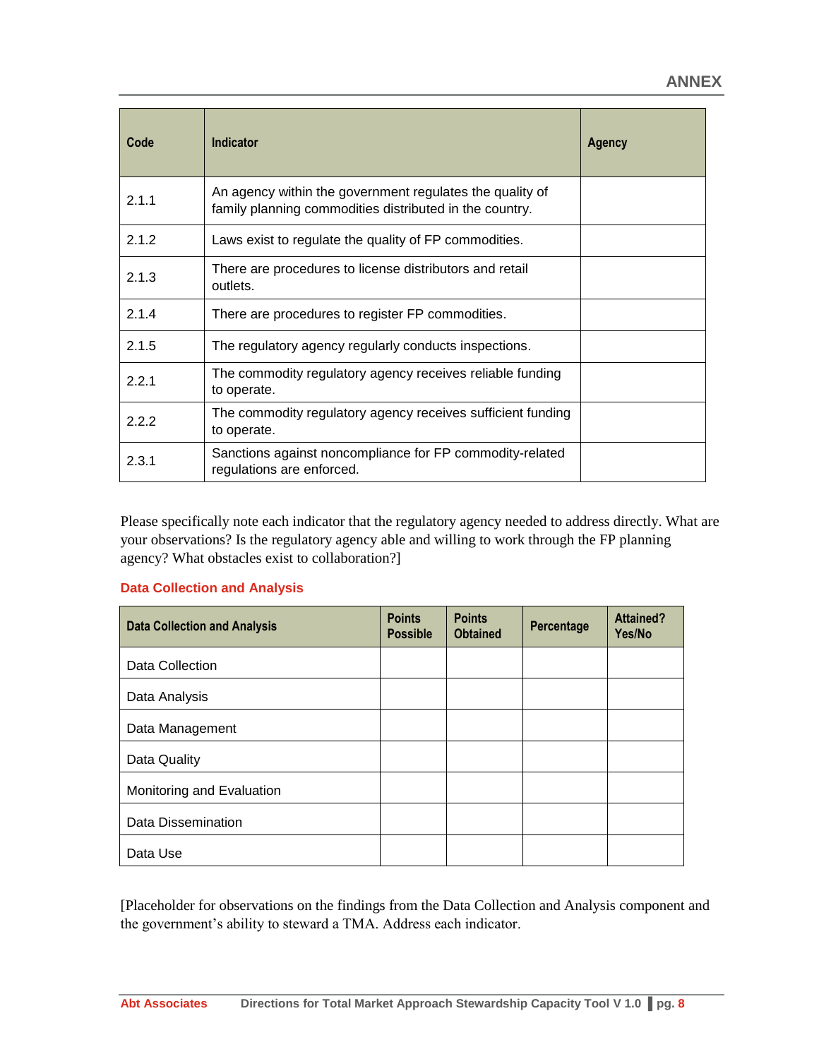| Code | Indicator | Agency |
| --- | --- | --- |
| 2.1.1 | An agency within the government regulates the quality of family planning commodities distributed in the country. | |
| 2.1.2 | Laws exist to regulate the quality of FP commodities. | |
| 2.1.3 | There are procedures to license distributors and retail outlets. | |
| 2.1.4 | There are procedures to register FP commodities. | |
| 2.1.5 | The regulatory agency regularly conducts inspections. | |
| 2.2.1 | The commodity regulatory agency receives reliable funding to operate. | |
| 2.2.2 | The commodity regulatory agency receives sufficient funding to operate. | |
| 2.3.1 | Sanctions against noncompliance for FP commodity-related regulations are enforced. | |

Please specifically note each indicator that the regulatory agency needed to address directly. What are your observations? Is the regulatory agency able and willing to work through the FP planning agency? What obstacles exist to collaboration?]

### Data Collection and Analysis

| Data Collection and Analysis | Points Possible | Points Obtained | Percentage | Attained? Yes/No |
| --- | --- | --- | --- | --- |
| Data Collection | | | | |
| Data Analysis | | | | |
| Data Management | | | | |
| Data Quality | | | | |
| Monitoring and Evaluation | | | | |
| Data Dissemination | | | | |
| Data Use | | | | |

[Placeholder for observations on the findings from the Data Collection and Analysis component and the government's ability to steward a TMA. Address each indicator.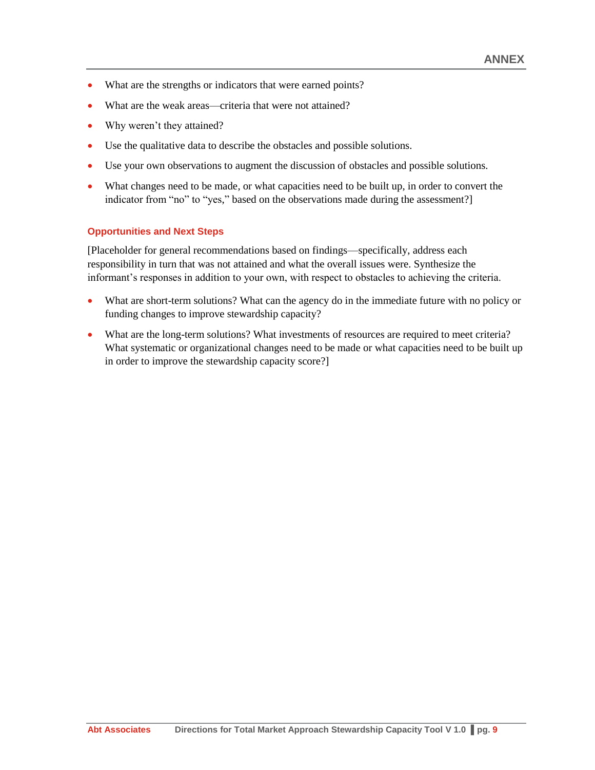- What are the strengths or indicators that were earned points?
- What are the weak areas—criteria that were not attained?
- Why weren't they attained?
- Use the qualitative data to describe the obstacles and possible solutions.
- Use your own observations to augment the discussion of obstacles and possible solutions.
- What changes need to be made, or what capacities need to be built up, in order to convert the indicator from "no" to "yes," based on the observations made during the assessment?]

### Opportunities and Next Steps

[Placeholder for general recommendations based on findings—specifically, address each responsibility in turn that was not attained and what the overall issues were. Synthesize the informant's responses in addition to your own, with respect to obstacles to achieving the criteria.

- What are short-term solutions? What can the agency do in the immediate future with no policy or funding changes to improve stewardship capacity?
- What are the long-term solutions? What investments of resources are required to meet criteria? What systematic or organizational changes need to be made or what capacities need to be built up in order to improve the stewardship capacity score?]